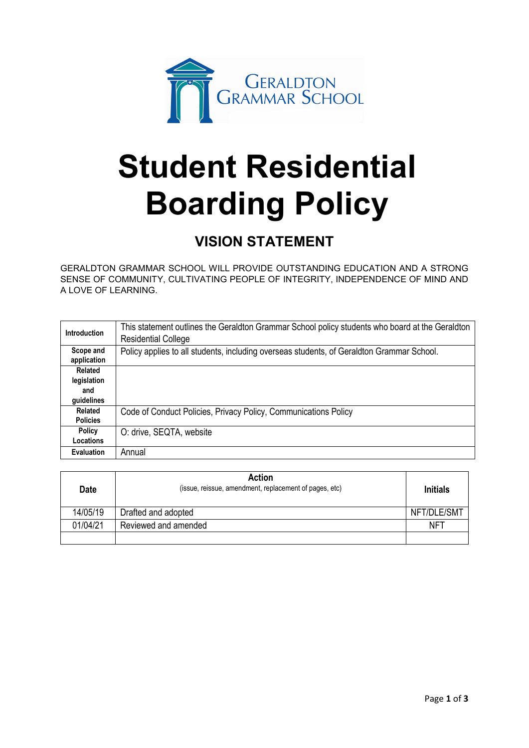GERALDTON GRAMMAR SCHOOL

# Student Residential Boarding Policy

## VISION STATEMENT

GERALDTON GRAMMAR SCHOOL WILL PROVIDE OUTSTANDING EDUCATION AND A STRONG SENSE OF COMMUNITY, CULTIVATING PEOPLE OF INTEGRITY, INDEPENDENCE OF MIND AND A LOVE OF LEARNING.

| | |
|---|---|
| **Introduction** | This statement outlines the Geraldton Grammar School policy students who board at the Geraldton Residential College |
| **Scope and application** | Policy applies to all students, including overseas students, of Geraldton Grammar School. |
| **Related legislation and guidelines** | |
| **Related Policies** | Code of Conduct Policies, Privacy Policy, Communications Policy |
| **Policy Locations** | O: drive, SEQTA, website |
| **Evaluation** | Annual |

| **Date** | **Action**<br>(issue, reissue, amendment, replacement of pages, etc) | **Initials** |
|---|---|---|
| 14/05/19 | Drafted and adopted | NFT/DLE/SMT |
| 01/04/21 | Reviewed and amended | NFT |
| | | |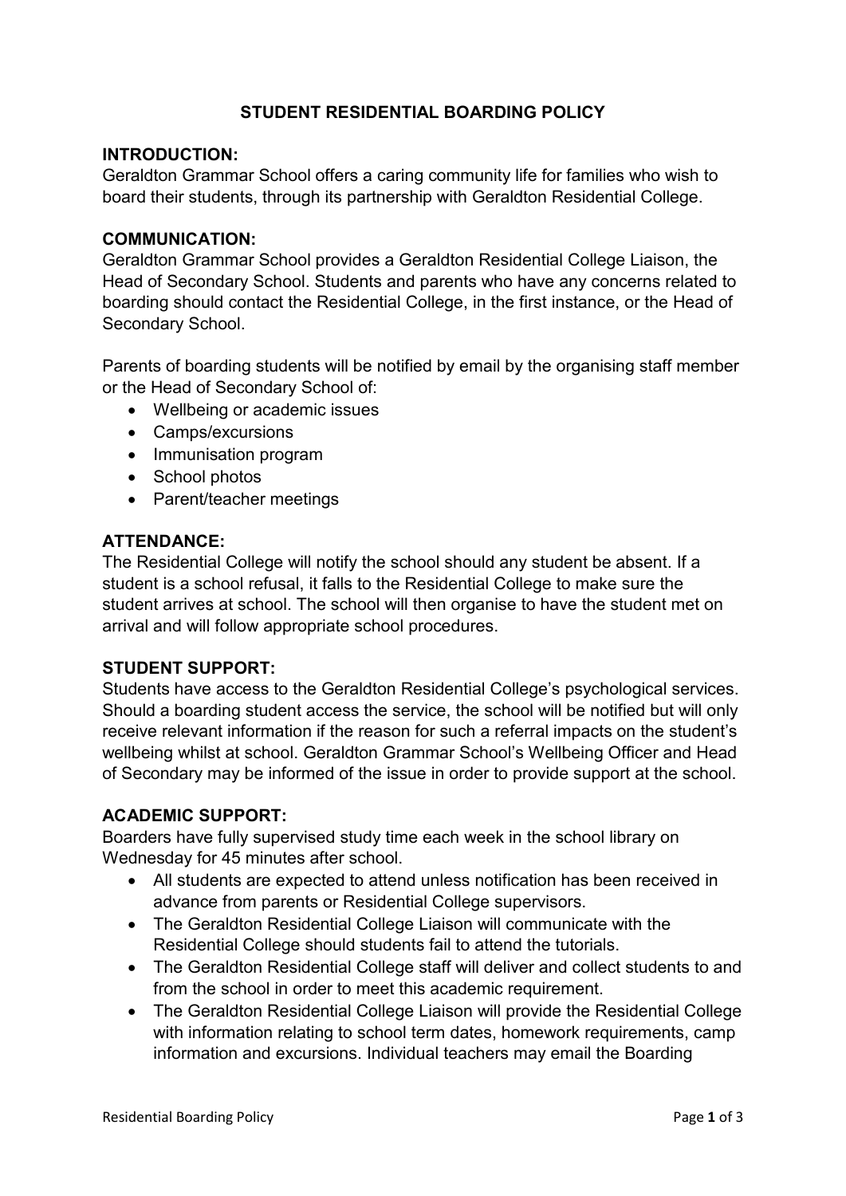# STUDENT RESIDENTIAL BOARDING POLICY

## INTRODUCTION:

Geraldton Grammar School offers a caring community life for families who wish to board their students, through its partnership with Geraldton Residential College.

## COMMUNICATION:

Geraldton Grammar School provides a Geraldton Residential College Liaison, the Head of Secondary School. Students and parents who have any concerns related to boarding should contact the Residential College, in the first instance, or the Head of Secondary School.

Parents of boarding students will be notified by email by the organising staff member or the Head of Secondary School of:

- Wellbeing or academic issues
- Camps/excursions
- Immunisation program
- School photos
- Parent/teacher meetings

## ATTENDANCE:

The Residential College will notify the school should any student be absent. If a student is a school refusal, it falls to the Residential College to make sure the student arrives at school. The school will then organise to have the student met on arrival and will follow appropriate school procedures.

## STUDENT SUPPORT:

Students have access to the Geraldton Residential College's psychological services. Should a boarding student access the service, the school will be notified but will only receive relevant information if the reason for such a referral impacts on the student's wellbeing whilst at school. Geraldton Grammar School's Wellbeing Officer and Head of Secondary may be informed of the issue in order to provide support at the school.

## ACADEMIC SUPPORT:

Boarders have fully supervised study time each week in the school library on Wednesday for 45 minutes after school.

- All students are expected to attend unless notification has been received in advance from parents or Residential College supervisors.
- The Geraldton Residential College Liaison will communicate with the Residential College should students fail to attend the tutorials.
- The Geraldton Residential College staff will deliver and collect students to and from the school in order to meet this academic requirement.
- The Geraldton Residential College Liaison will provide the Residential College with information relating to school term dates, homework requirements, camp information and excursions. Individual teachers may email the Boarding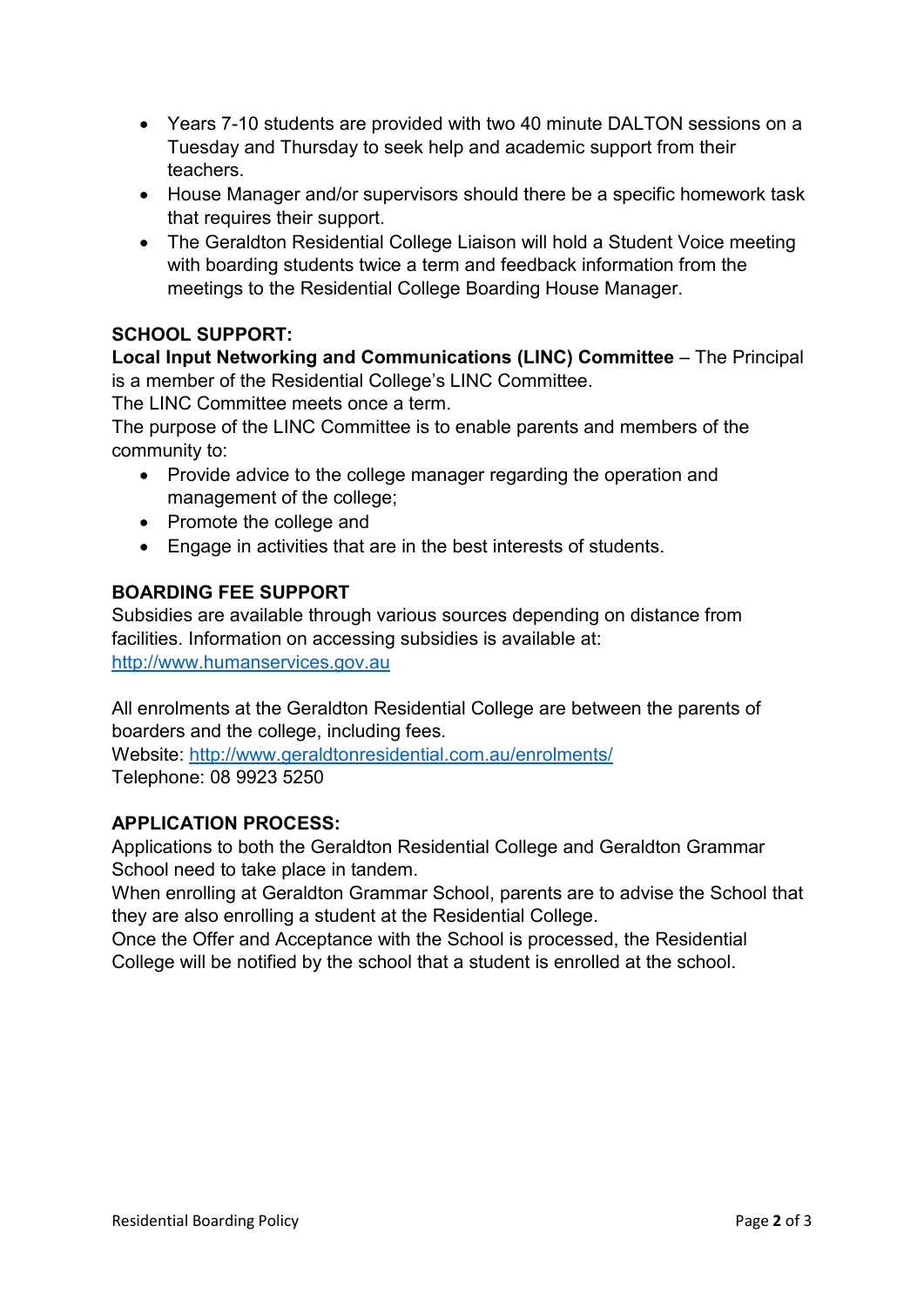- Years 7-10 students are provided with two 40 minute DALTON sessions on a Tuesday and Thursday to seek help and academic support from their teachers.
- House Manager and/or supervisors should there be a specific homework task that requires their support.
- The Geraldton Residential College Liaison will hold a Student Voice meeting with boarding students twice a term and feedback information from the meetings to the Residential College Boarding House Manager.

**SCHOOL SUPPORT:**

**Local Input Networking and Communications (LINC) Committee** – The Principal is a member of the Residential College's LINC Committee.
The LINC Committee meets once a term.
The purpose of the LINC Committee is to enable parents and members of the community to:

- Provide advice to the college manager regarding the operation and management of the college;
- Promote the college and
- Engage in activities that are in the best interests of students.

**BOARDING FEE SUPPORT**

Subsidies are available through various sources depending on distance from facilities. Information on accessing subsidies is available at:
http://www.humanservices.gov.au

All enrolments at the Geraldton Residential College are between the parents of boarders and the college, including fees.
Website: http://www.geraldtonresidential.com.au/enrolments/
Telephone: 08 9923 5250

**APPLICATION PROCESS:**

Applications to both the Geraldton Residential College and Geraldton Grammar School need to take place in tandem.
When enrolling at Geraldton Grammar School, parents are to advise the School that they are also enrolling a student at the Residential College.
Once the Offer and Acceptance with the School is processed, the Residential College will be notified by the school that a student is enrolled at the school.